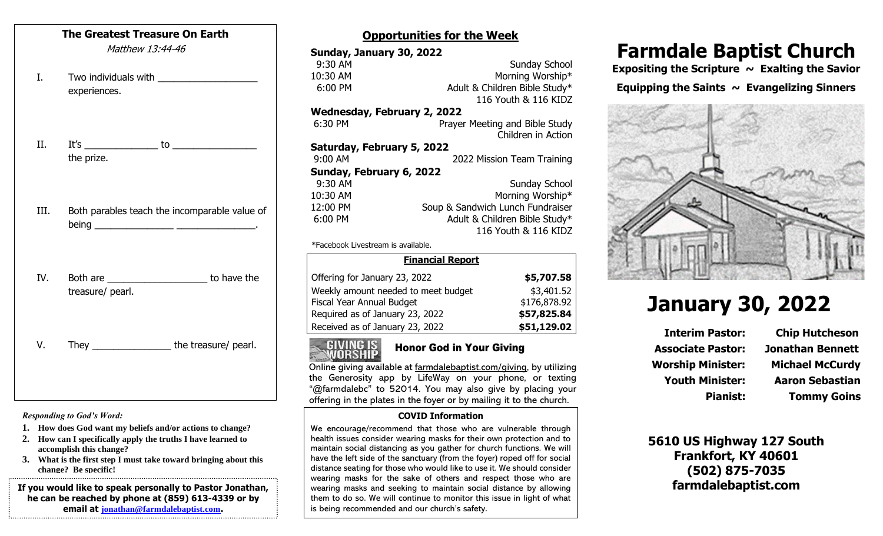## The Greatest Treasure On Earth

*Matthew 13:44-46*

I. Two individuals with ___________________ experiences.

II. It's ______________ to ________________ the prize.

III. Both parables teach the incomparable value of being _______________ _______________.

IV. Both are ___________________ to have the treasure/ pearl.

V. They _______________ the treasure/ pearl.

***Responding to God's Word:***

1. **How does God want my beliefs and/or actions to change?**
2. **How can I specifically apply the truths I have learned to accomplish this change?**
3. **What is the first step I must take toward bringing about this change? Be specific!**

**If you would like to speak personally to Pastor Jonathan, he can be reached by phone at (859) 613-4339 or by email at jonathan@farmdalebaptist.com.**

## Opportunities for the Week

**Sunday, January 30, 2022**

| | |
|---|---|
| 9:30 AM | Sunday School |
| 10:30 AM | Morning Worship* |
| 6:00 PM | Adult & Children Bible Study* |
| | 116 Youth & 116 KIDZ |

**Wednesday, February 2, 2022**

| | |
|---|---|
| 6:30 PM | Prayer Meeting and Bible Study |
| | Children in Action |

**Saturday, February 5, 2022**

| | |
|---|---|
| 9:00 AM | 2022 Mission Team Training |

**Sunday, February 6, 2022**

| | |
|---|---|
| 9:30 AM | Sunday School |
| 10:30 AM | Morning Worship* |
| 12:00 PM | Soup & Sandwich Lunch Fundraiser |
| 6:00 PM | Adult & Children Bible Study* |
| | 116 Youth & 116 KIDZ |

*Facebook Livestream is available.

### Financial Report

| | |
|---|---|
| Offering for January 23, 2022 | **$5,707.58** |
| Weekly amount needed to meet budget | $3,401.52 |
| Fiscal Year Annual Budget | $176,878.92 |
| Required as of January 23, 2022 | **$57,825.84** |
| Received as of January 23, 2022 | **$51,129.02** |

GIVING IS WORSHIP

### Honor God in Your Giving

Online giving available at farmdalebaptist.com/giving, by utilizing the Generosity app by LifeWay on your phone, or texting "@farmdalebc" to 52014. You may also give by placing your offering in the plates in the foyer or by mailing it to the church.

### COVID Information

We encourage/recommend that those who are vulnerable through health issues consider wearing masks for their own protection and to maintain social distancing as you gather for church functions. We will have the left side of the sanctuary (from the foyer) roped off for social distance seating for those who would like to use it. We should consider wearing masks for the sake of others and respect those who are wearing masks and seeking to maintain social distance by allowing them to do so. We will continue to monitor this issue in light of what is being recommended and our church's safety.

# Farmdale Baptist Church

**Expositing the Scripture ~ Exalting the Savior**

**Equipping the Saints ~ Evangelizing Sinners**

# January 30, 2022

| | |
|---|---|
| **Interim Pastor:** | **Chip Hutcheson** |
| **Associate Pastor:** | **Jonathan Bennett** |
| **Worship Minister:** | **Michael McCurdy** |
| **Youth Minister:** | **Aaron Sebastian** |
| **Pianist:** | **Tommy Goins** |

**5610 US Highway 127 South**
**Frankfort, KY 40601**
**(502) 875-7035**
**farmdalebaptist.com**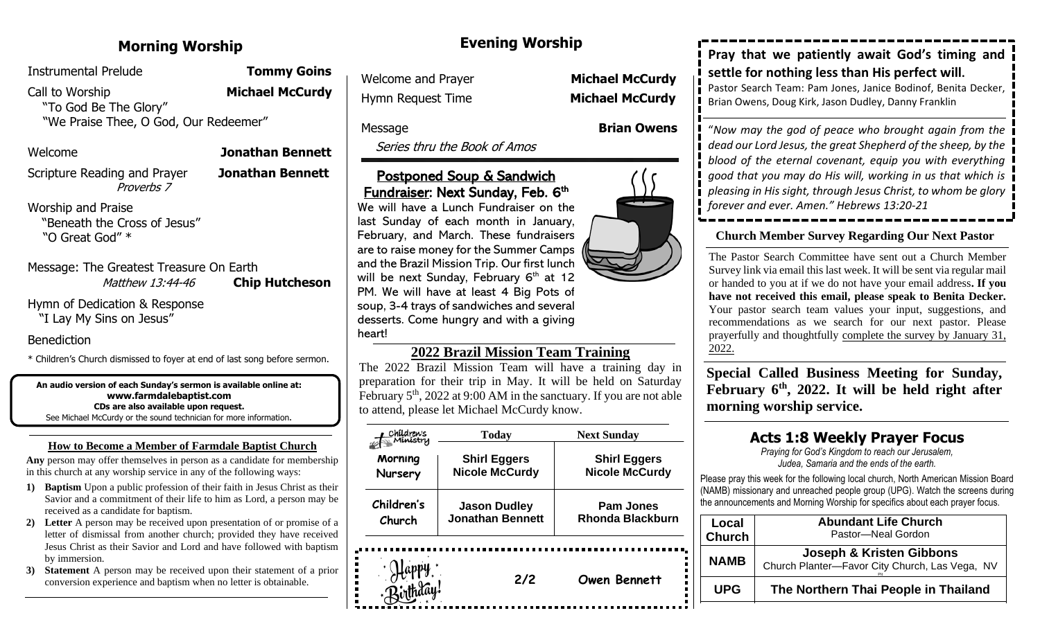## Morning Worship

Instrumental Prelude **Tommy Goins**

Call to Worship **Michael McCurdy**
"To God Be The Glory"
"We Praise Thee, O God, Our Redeemer"

Welcome **Jonathan Bennett**

Scripture Reading and Prayer **Jonathan Bennett**
*Proverbs 7*

Worship and Praise
"Beneath the Cross of Jesus"
"O Great God" *

Message: The Greatest Treasure On Earth
*Matthew 13:44-46* **Chip Hutcheson**

Hymn of Dedication & Response
"I Lay My Sins on Jesus"

Benediction

* Children's Church dismissed to foyer at end of last song before sermon.

**An audio version of each Sunday's sermon is available online at:**
**www.farmdalebaptist.com**
**CDs are also available upon request.**
See Michael McCurdy or the sound technician for more information.

### How to Become a Member of Farmdale Baptist Church

**Any** person may offer themselves in person as a candidate for membership in this church at any worship service in any of the following ways:

1) **Baptism** Upon a public profession of their faith in Jesus Christ as their Savior and a commitment of their life to him as Lord, a person may be received as a candidate for baptism.
2) **Letter** A person may be received upon presentation of or promise of a letter of dismissal from another church; provided they have received Jesus Christ as their Savior and Lord and have followed with baptism by immersion.
3) **Statement** A person may be received upon their statement of a prior conversion experience and baptism when no letter is obtainable.

## Evening Worship

Welcome and Prayer **Michael McCurdy**

Hymn Request Time **Michael McCurdy**

Message **Brian Owens**
*Series thru the Book of Amos*

### Postponed Soup & Sandwich Fundraiser: Next Sunday, Feb. 6th

We will have a Lunch Fundraiser on the last Sunday of each month in January, February, and March. These fundraisers are to raise money for the Summer Camps and the Brazil Mission Trip. Our first lunch will be next Sunday, February 6th at 12 PM. We will have at least 4 Big Pots of soup, 3-4 trays of sandwiches and several desserts. Come hungry and with a giving heart!

### 2022 Brazil Mission Team Training

The 2022 Brazil Mission Team will have a training day in preparation for their trip in May. It will be held on Saturday February 5th, 2022 at 9:00 AM in the sanctuary. If you are not able to attend, please let Michael McCurdy know.

| Children's Ministry | Today | Next Sunday |
|---|---|---|
| Morning Nursery | Shirl Eggers<br>Nicole McCurdy | Shirl Eggers<br>Nicole McCurdy |
| Children's Church | Jason Dudley<br>Jonathan Bennett | Pam Jones<br>Rhonda Blackburn |

Happy Birthday! 2/2 Owen Bennett

**Pray that we patiently await God's timing and settle for nothing less than His perfect will.**
Pastor Search Team: Pam Jones, Janice Bodinof, Benita Decker, Brian Owens, Doug Kirk, Jason Dudley, Danny Franklin

*"Now may the god of peace who brought again from the dead our Lord Jesus, the great Shepherd of the sheep, by the blood of the eternal covenant, equip you with everything good that you may do His will, working in us that which is pleasing in His sight, through Jesus Christ, to whom be glory forever and ever. Amen." Hebrews 13:20-21*

### Church Member Survey Regarding Our Next Pastor

The Pastor Search Committee have sent out a Church Member Survey link via email this last week. It will be sent via regular mail or handed to you at if we do not have your email address**. If you have not received this email, please speak to Benita Decker.** Your pastor search team values your input, suggestions, and recommendations as we search for our next pastor. Please prayerfully and thoughtfully complete the survey by January 31, 2022.

**Special Called Business Meeting for Sunday, February 6th, 2022. It will be held right after morning worship service.**

## Acts 1:8 Weekly Prayer Focus

*Praying for God's Kingdom to reach our Jerusalem, Judea, Samaria and the ends of the earth.*

Please pray this week for the following local church, North American Mission Board (NAMB) missionary and unreached people group (UPG). Watch the screens during the announcements and Morning Worship for specifics about each prayer focus.

| | |
|---|---|
| Local Church | **Abundant Life Church**<br>Pastor—Neal Gordon |
| NAMB | **Joseph & Kristen Gibbons**<br>Church Planter—Favor City Church, Las Vega, NV |
| UPG | **The Northern Thai People in Thailand** |